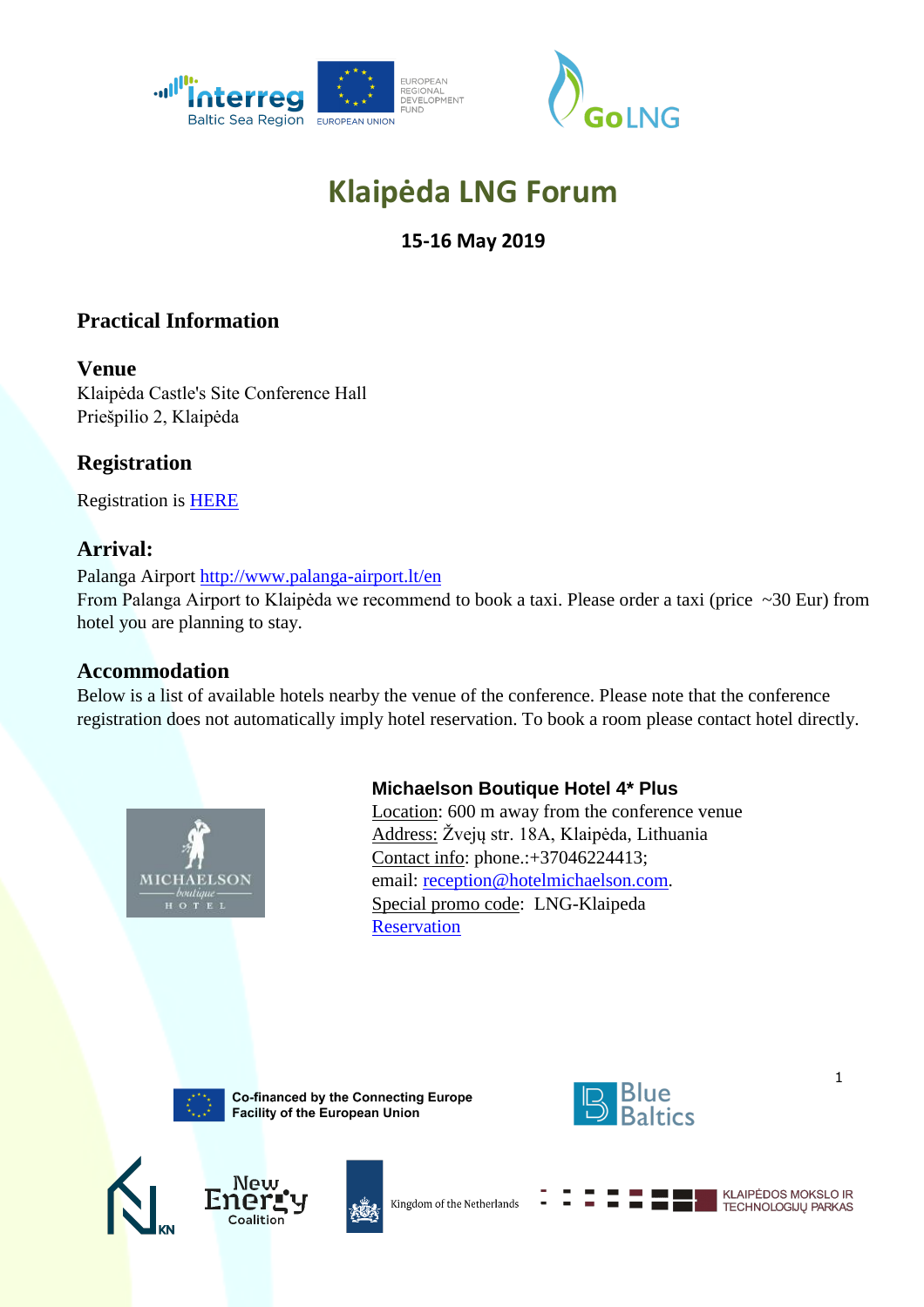# Klaipėda LNG Forum

**15-16 May 2019**

## Practical Information

### Venue

Klaipėda Castle's Site Conference Hall
Priešpilio 2, Klaipėda

### Registration

Registration is HERE

### Arrival:

Palanga Airport http://www.palanga-airport.lt/en
From Palanga Airport to Klaipėda we recommend to book a taxi. Please order a taxi (price ~30 Eur) from hotel you are planning to stay.

### Accommodation

Below is a list of available hotels nearby the venue of the conference. Please note that the conference registration does not automatically imply hotel reservation. To book a room please contact hotel directly.

**Michaelson Boutique Hotel 4* Plus**
Location: 600 m away from the conference venue
Address: Žvejų str. 18A, Klaipėda, Lithuania
Contact info: phone.:+37046224413;
email: reception@hotelmichaelson.com.
Special promo code: LNG-Klaipeda
Reservation

Co-financed by the Connecting Europe Facility of the European Union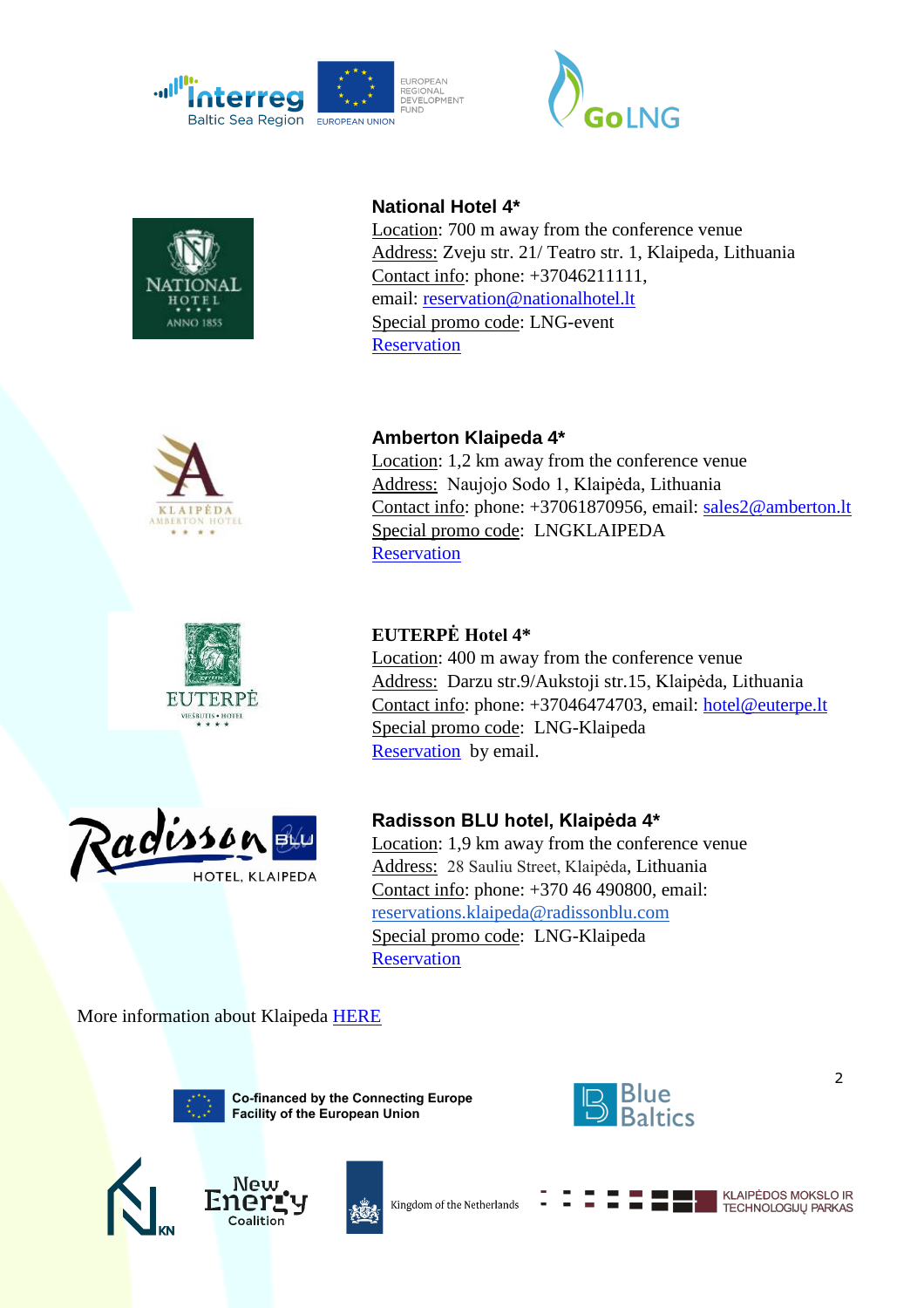### National Hotel 4*

Location: 700 m away from the conference venue
Address: Zveju str. 21/ Teatro str. 1, Klaipeda, Lithuania
Contact info: phone: +37046211111,
email: reservation@nationalhotel.lt
Special promo code: LNG-event
Reservation

### Amberton Klaipeda 4*

Location: 1,2 km away from the conference venue
Address: Naujojo Sodo 1, Klaipėda, Lithuania
Contact info: phone: +37061870956, email: sales2@amberton.lt
Special promo code: LNGKLAIPEDA
Reservation

### EUTERPĖ Hotel 4*

Location: 400 m away from the conference venue
Address: Darzu str.9/Aukstoji str.15, Klaipėda, Lithuania
Contact info: phone: +37046474703, email: hotel@euterpe.lt
Special promo code: LNG-Klaipeda
Reservation by email.

### Radisson BLU hotel, Klaipėda 4*

Location: 1,9 km away from the conference venue
Address: 28 Sauliu Street, Klaipėda, Lithuania
Contact info: phone: +370 46 490800, email:
reservations.klaipeda@radissonblu.com
Special promo code: LNG-Klaipeda
Reservation

More information about Klaipeda HERE

Co-financed by the Connecting Europe Facility of the European Union